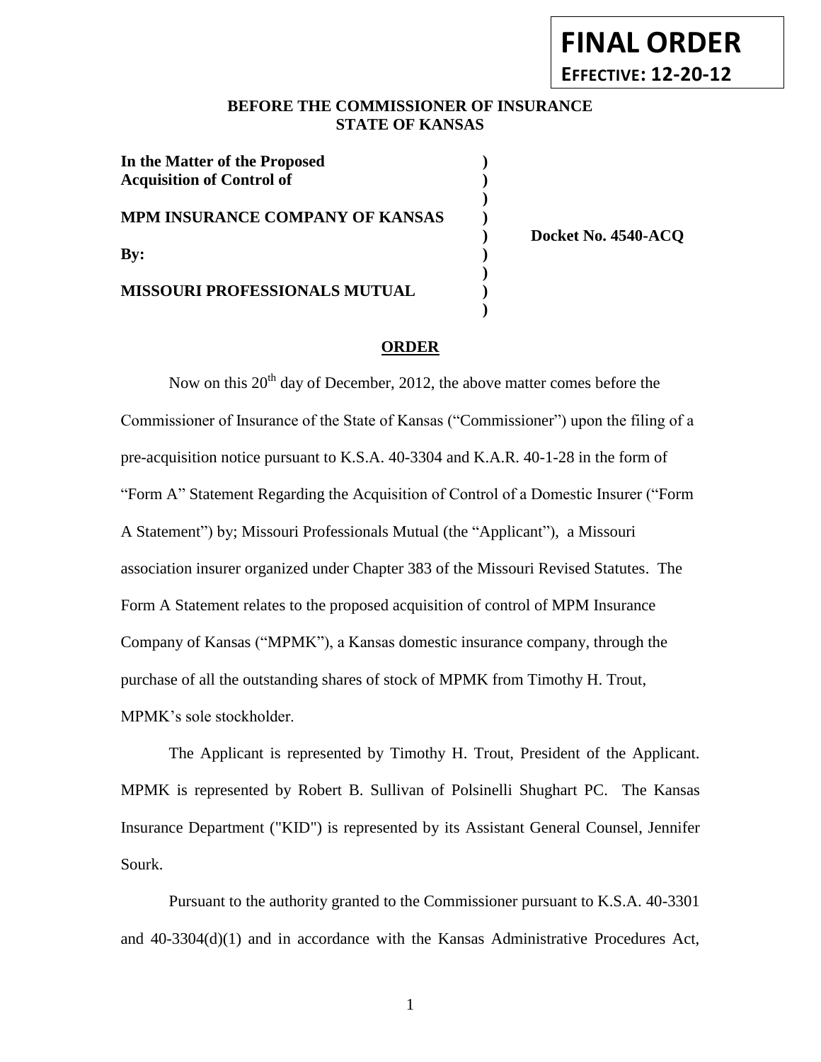**FINAL ORDER**
**EFFECTIVE: 12-20-12**

**BEFORE THE COMMISSIONER OF INSURANCE**
**STATE OF KANSAS**

| | | |
|---|---|---|
| **In the Matter of the Proposed Acquisition of Control of** | **)** | |
| **MPM INSURANCE COMPANY OF KANSAS** | **)** | **Docket No. 4540-ACQ** |
| **By:** | **)** | |
| **MISSOURI PROFESSIONALS MUTUAL** | **)** | |

## ORDER

Now on this 20th day of December, 2012, the above matter comes before the Commissioner of Insurance of the State of Kansas ("Commissioner") upon the filing of a pre-acquisition notice pursuant to K.S.A. 40-3304 and K.A.R. 40-1-28 in the form of "Form A" Statement Regarding the Acquisition of Control of a Domestic Insurer ("Form A Statement") by; Missouri Professionals Mutual (the "Applicant"), a Missouri association insurer organized under Chapter 383 of the Missouri Revised Statutes. The Form A Statement relates to the proposed acquisition of control of MPM Insurance Company of Kansas ("MPMK"), a Kansas domestic insurance company, through the purchase of all the outstanding shares of stock of MPMK from Timothy H. Trout, MPMK's sole stockholder.

The Applicant is represented by Timothy H. Trout, President of the Applicant. MPMK is represented by Robert B. Sullivan of Polsinelli Shughart PC. The Kansas Insurance Department ("KID") is represented by its Assistant General Counsel, Jennifer Sourk.

Pursuant to the authority granted to the Commissioner pursuant to K.S.A. 40-3301 and 40-3304(d)(1) and in accordance with the Kansas Administrative Procedures Act,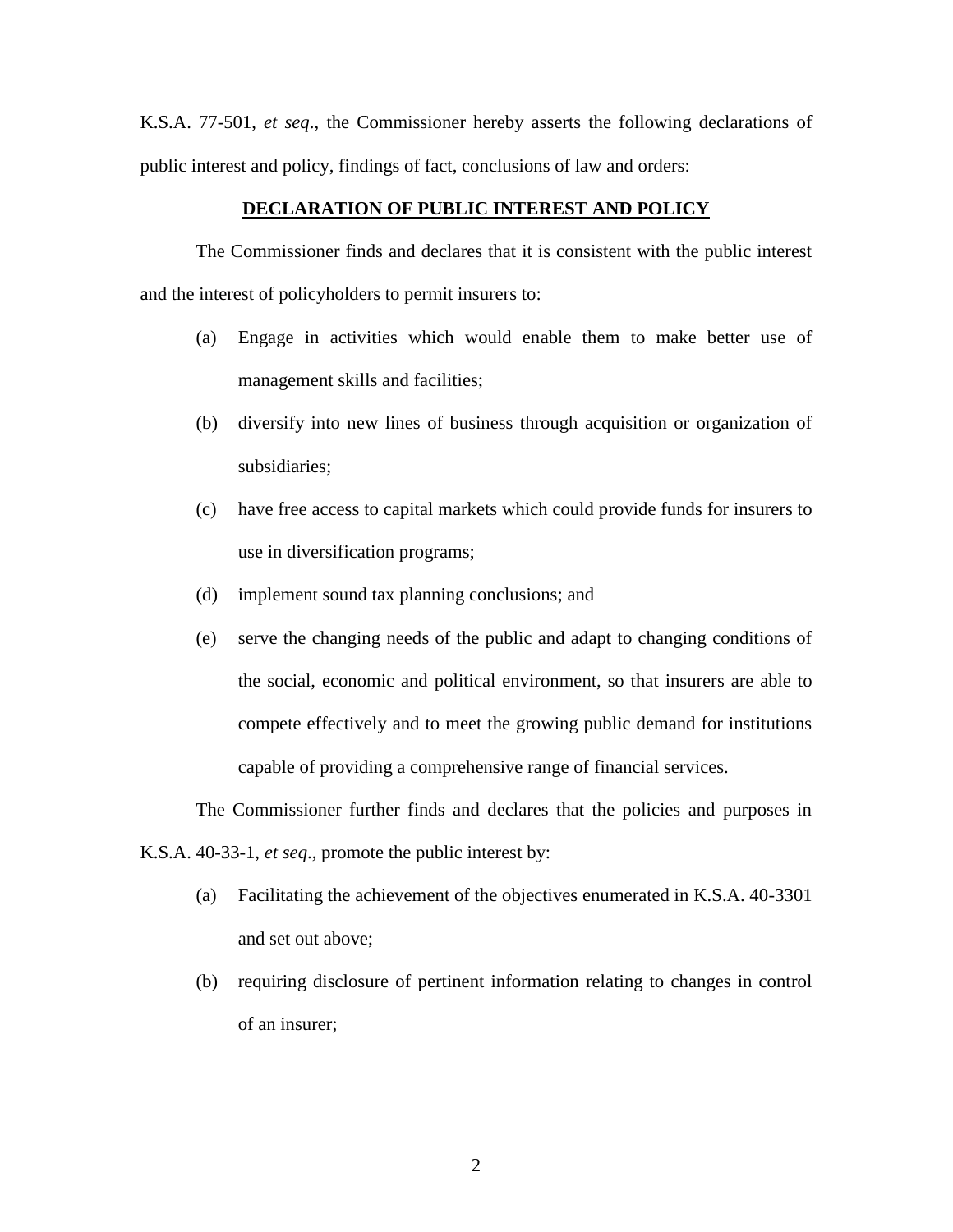K.S.A. 77-501, *et seq*., the Commissioner hereby asserts the following declarations of public interest and policy, findings of fact, conclusions of law and orders:

**DECLARATION OF PUBLIC INTEREST AND POLICY**

The Commissioner finds and declares that it is consistent with the public interest and the interest of policyholders to permit insurers to:

(a) Engage in activities which would enable them to make better use of management skills and facilities;

(b) diversify into new lines of business through acquisition or organization of subsidiaries;

(c) have free access to capital markets which could provide funds for insurers to use in diversification programs;

(d) implement sound tax planning conclusions; and

(e) serve the changing needs of the public and adapt to changing conditions of the social, economic and political environment, so that insurers are able to compete effectively and to meet the growing public demand for institutions capable of providing a comprehensive range of financial services.

The Commissioner further finds and declares that the policies and purposes in K.S.A. 40-33-1, *et seq*., promote the public interest by:

(a) Facilitating the achievement of the objectives enumerated in K.S.A. 40-3301 and set out above;

(b) requiring disclosure of pertinent information relating to changes in control of an insurer;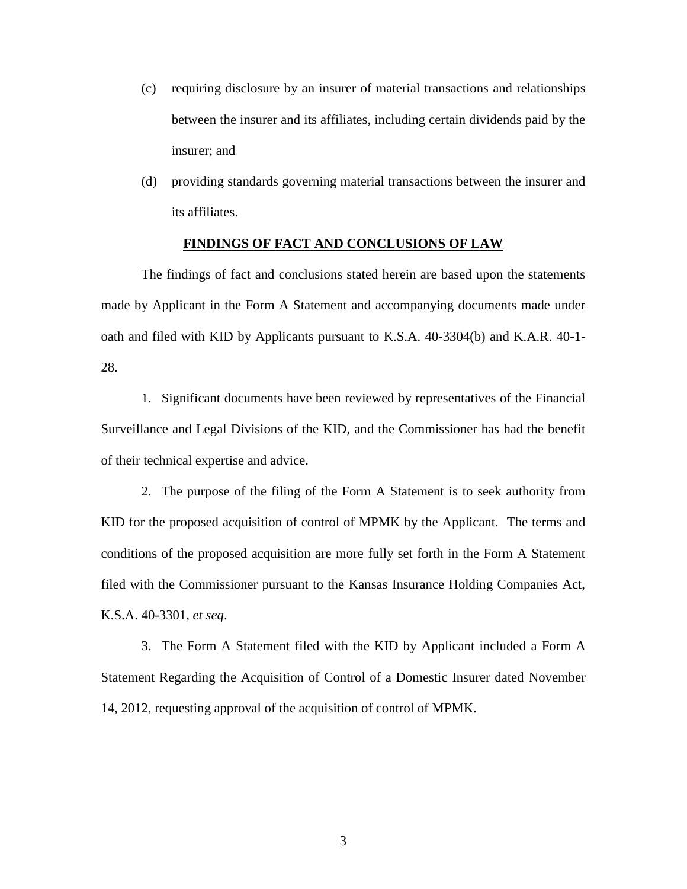(c) requiring disclosure by an insurer of material transactions and relationships between the insurer and its affiliates, including certain dividends paid by the insurer; and

(d) providing standards governing material transactions between the insurer and its affiliates.

## FINDINGS OF FACT AND CONCLUSIONS OF LAW

The findings of fact and conclusions stated herein are based upon the statements made by Applicant in the Form A Statement and accompanying documents made under oath and filed with KID by Applicants pursuant to K.S.A. 40-3304(b) and K.A.R. 40-1-28.

1. Significant documents have been reviewed by representatives of the Financial Surveillance and Legal Divisions of the KID, and the Commissioner has had the benefit of their technical expertise and advice.

2. The purpose of the filing of the Form A Statement is to seek authority from KID for the proposed acquisition of control of MPMK by the Applicant. The terms and conditions of the proposed acquisition are more fully set forth in the Form A Statement filed with the Commissioner pursuant to the Kansas Insurance Holding Companies Act, K.S.A. 40-3301, *et seq*.

3. The Form A Statement filed with the KID by Applicant included a Form A Statement Regarding the Acquisition of Control of a Domestic Insurer dated November 14, 2012, requesting approval of the acquisition of control of MPMK.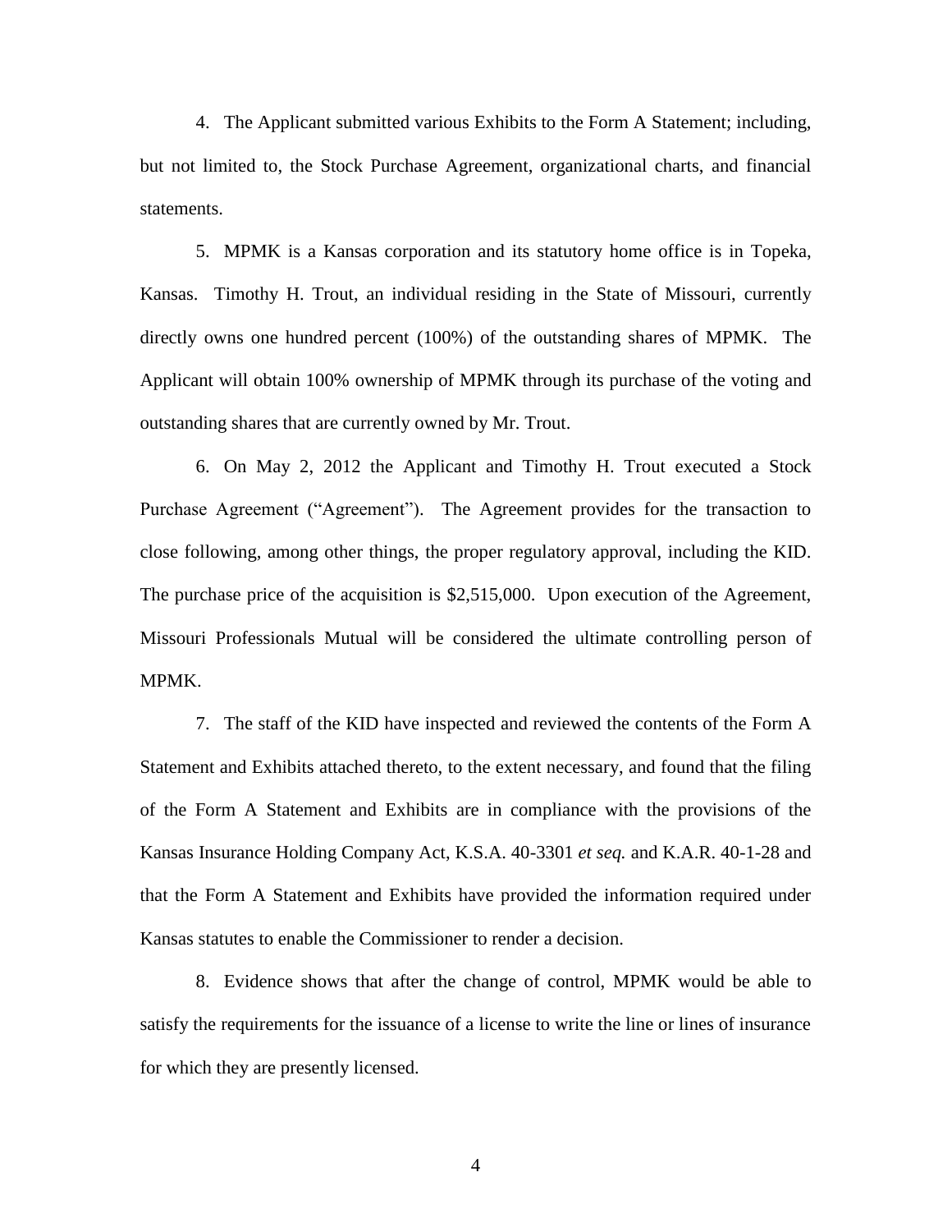4. The Applicant submitted various Exhibits to the Form A Statement; including, but not limited to, the Stock Purchase Agreement, organizational charts, and financial statements.

5. MPMK is a Kansas corporation and its statutory home office is in Topeka, Kansas. Timothy H. Trout, an individual residing in the State of Missouri, currently directly owns one hundred percent (100%) of the outstanding shares of MPMK. The Applicant will obtain 100% ownership of MPMK through its purchase of the voting and outstanding shares that are currently owned by Mr. Trout.

6. On May 2, 2012 the Applicant and Timothy H. Trout executed a Stock Purchase Agreement ("Agreement"). The Agreement provides for the transaction to close following, among other things, the proper regulatory approval, including the KID. The purchase price of the acquisition is $2,515,000. Upon execution of the Agreement, Missouri Professionals Mutual will be considered the ultimate controlling person of MPMK.

7. The staff of the KID have inspected and reviewed the contents of the Form A Statement and Exhibits attached thereto, to the extent necessary, and found that the filing of the Form A Statement and Exhibits are in compliance with the provisions of the Kansas Insurance Holding Company Act, K.S.A. 40-3301 *et seq.* and K.A.R. 40-1-28 and that the Form A Statement and Exhibits have provided the information required under Kansas statutes to enable the Commissioner to render a decision.

8. Evidence shows that after the change of control, MPMK would be able to satisfy the requirements for the issuance of a license to write the line or lines of insurance for which they are presently licensed.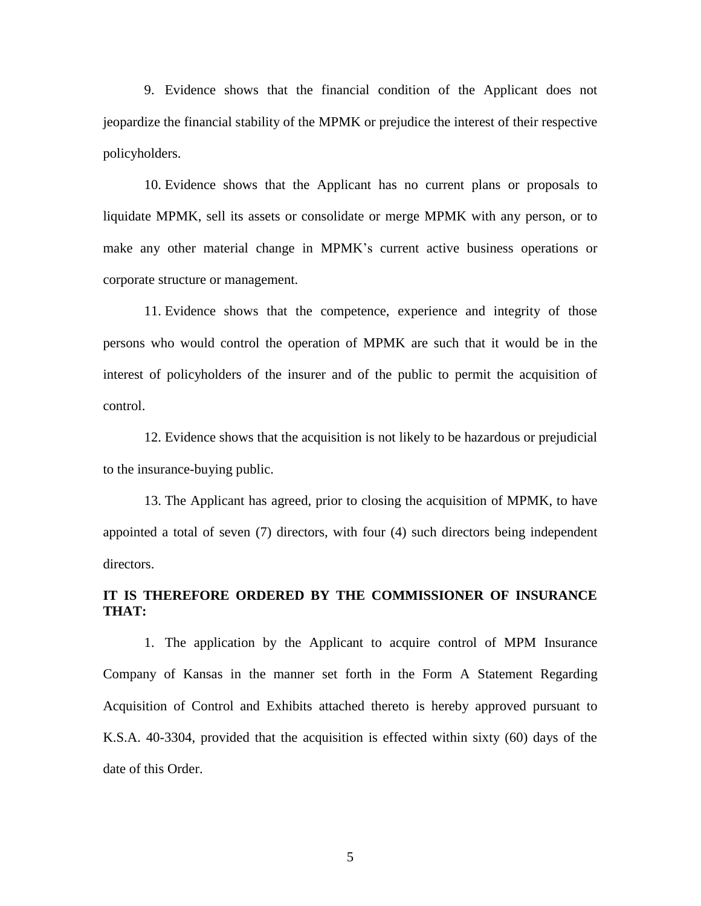9. Evidence shows that the financial condition of the Applicant does not jeopardize the financial stability of the MPMK or prejudice the interest of their respective policyholders.

10. Evidence shows that the Applicant has no current plans or proposals to liquidate MPMK, sell its assets or consolidate or merge MPMK with any person, or to make any other material change in MPMK's current active business operations or corporate structure or management.

11. Evidence shows that the competence, experience and integrity of those persons who would control the operation of MPMK are such that it would be in the interest of policyholders of the insurer and of the public to permit the acquisition of control.

12. Evidence shows that the acquisition is not likely to be hazardous or prejudicial to the insurance-buying public.

13. The Applicant has agreed, prior to closing the acquisition of MPMK, to have appointed a total of seven (7) directors, with four (4) such directors being independent directors.

**IT IS THEREFORE ORDERED BY THE COMMISSIONER OF INSURANCE THAT:**

1. The application by the Applicant to acquire control of MPM Insurance Company of Kansas in the manner set forth in the Form A Statement Regarding Acquisition of Control and Exhibits attached thereto is hereby approved pursuant to K.S.A. 40-3304, provided that the acquisition is effected within sixty (60) days of the date of this Order.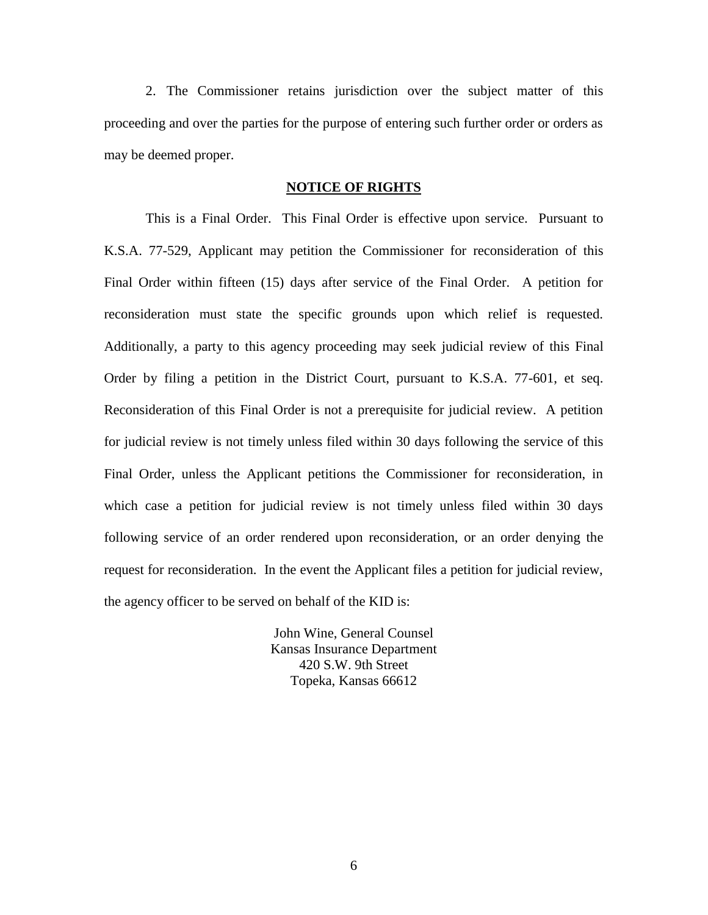2. The Commissioner retains jurisdiction over the subject matter of this proceeding and over the parties for the purpose of entering such further order or orders as may be deemed proper.

## NOTICE OF RIGHTS

This is a Final Order. This Final Order is effective upon service. Pursuant to K.S.A. 77-529, Applicant may petition the Commissioner for reconsideration of this Final Order within fifteen (15) days after service of the Final Order. A petition for reconsideration must state the specific grounds upon which relief is requested. Additionally, a party to this agency proceeding may seek judicial review of this Final Order by filing a petition in the District Court, pursuant to K.S.A. 77-601, et seq. Reconsideration of this Final Order is not a prerequisite for judicial review. A petition for judicial review is not timely unless filed within 30 days following the service of this Final Order, unless the Applicant petitions the Commissioner for reconsideration, in which case a petition for judicial review is not timely unless filed within 30 days following service of an order rendered upon reconsideration, or an order denying the request for reconsideration. In the event the Applicant files a petition for judicial review, the agency officer to be served on behalf of the KID is:

John Wine, General Counsel
Kansas Insurance Department
420 S.W. 9th Street
Topeka, Kansas 66612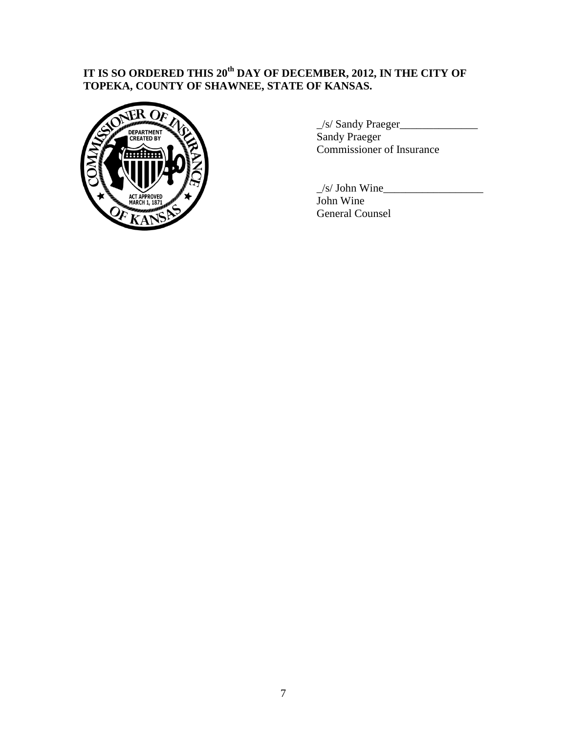**IT IS SO ORDERED THIS 20th DAY OF DECEMBER, 2012, IN THE CITY OF TOPEKA, COUNTY OF SHAWNEE, STATE OF KANSAS.**

_/s/ Sandy Praeger______________
Sandy Praeger
Commissioner of Insurance

_/s/ John Wine__________________
John Wine
General Counsel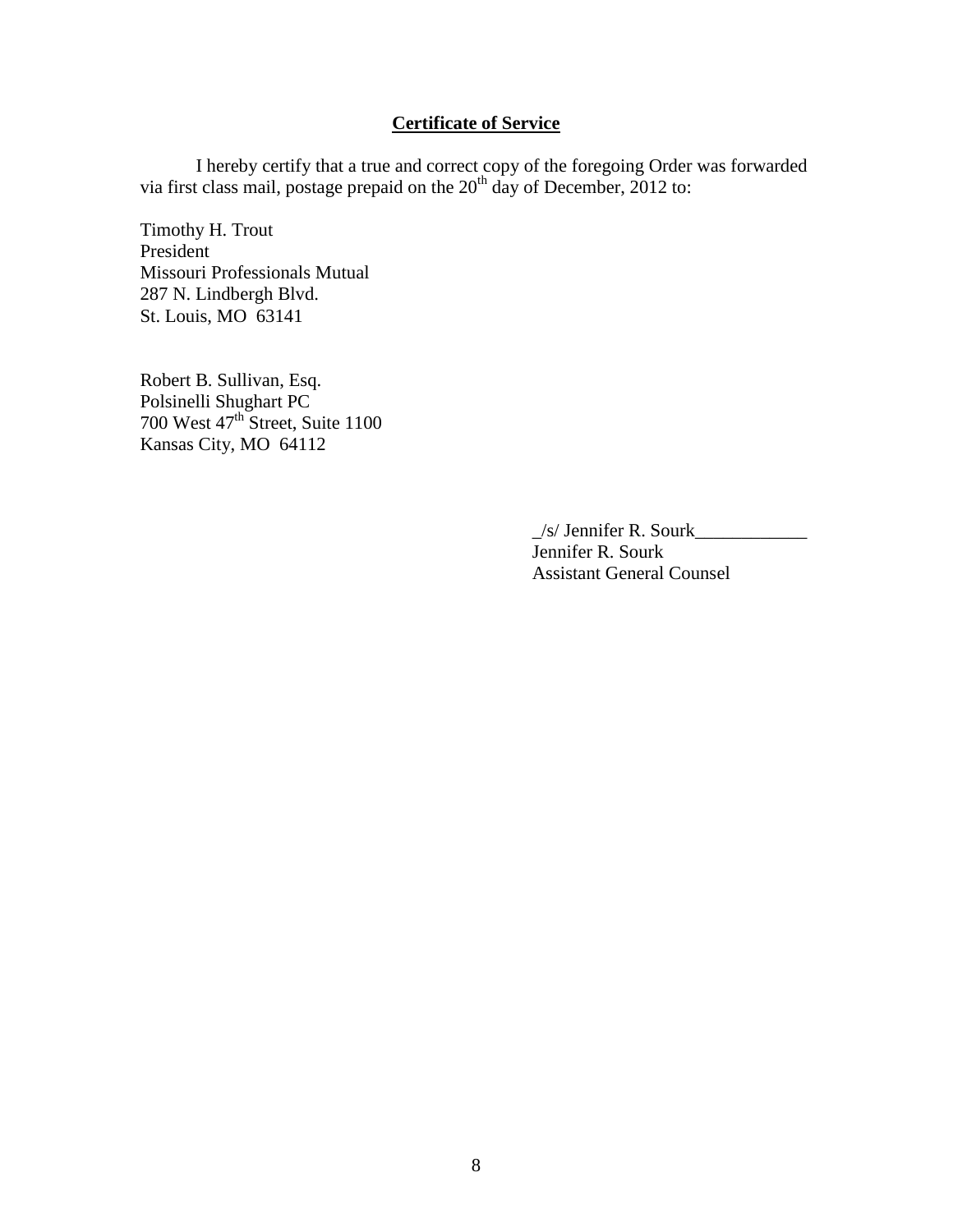**Certificate of Service**

I hereby certify that a true and correct copy of the foregoing Order was forwarded via first class mail, postage prepaid on the 20th day of December, 2012 to:

Timothy H. Trout
President
Missouri Professionals Mutual
287 N. Lindbergh Blvd.
St. Louis, MO 63141

Robert B. Sullivan, Esq.
Polsinelli Shughart PC
700 West 47th Street, Suite 1100
Kansas City, MO 64112

_/s/ Jennifer R. Sourk____________
Jennifer R. Sourk
Assistant General Counsel